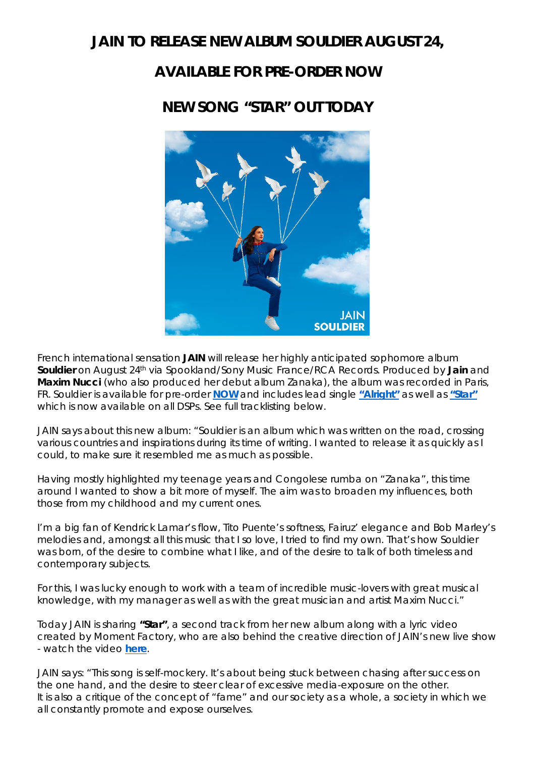# JAIN TO RELEASE NEW ALBUM SOULDIER AUGUST 24,

# AVAILABLE FOR PRE-ORDER NOW

# NEW SONG "STAR" OUT TODAY

French international sensation **JAIN** will release her highly anticipated sophomore album **Souldier** on August 24th via Spookland/Sony Music France/RCA Records. Produced by **Jain** and **Maxim Nucci** (who also produced her debut album Zanaka), the album was recorded in Paris, FR. Souldier is available for pre-order **NOW** and includes lead single **"Alright"** as well as **"Star"** which is now available on all DSPs. See full tracklisting below.

JAIN says about this new album: "Souldier is an album which was written on the road, crossing various countries and inspirations during its time of writing. I wanted to release it as quickly as I could, to make sure it resembled me as much as possible.

Having mostly highlighted my teenage years and Congolese rumba on "Zanaka", this time around I wanted to show a bit more of myself. The aim was to broaden my influences, both those from my childhood and my current ones.

I'm a big fan of Kendrick Lamar's flow, Tito Puente's softness, Fairuz' elegance and Bob Marley's melodies and, amongst all this music that I so love, I tried to find my own. That's how Souldier was born, of the desire to combine what I like, and of the desire to talk of both timeless and contemporary subjects.

For this, I was lucky enough to work with a team of incredible music-lovers with great musical knowledge, with my manager as well as with the great musician and artist Maxim Nucci."

Today JAIN is sharing **"Star"**, a second track from her new album along with a lyric video created by Moment Factory, who are also behind the creative direction of JAIN's new live show - watch the video **here**.

JAIN says: "This song is self-mockery. It's about being stuck between chasing after success on the one hand, and the desire to steer clear of excessive media-exposure on the other. It is also a critique of the concept of "fame" and our society as a whole, a society in which we all constantly promote and expose ourselves.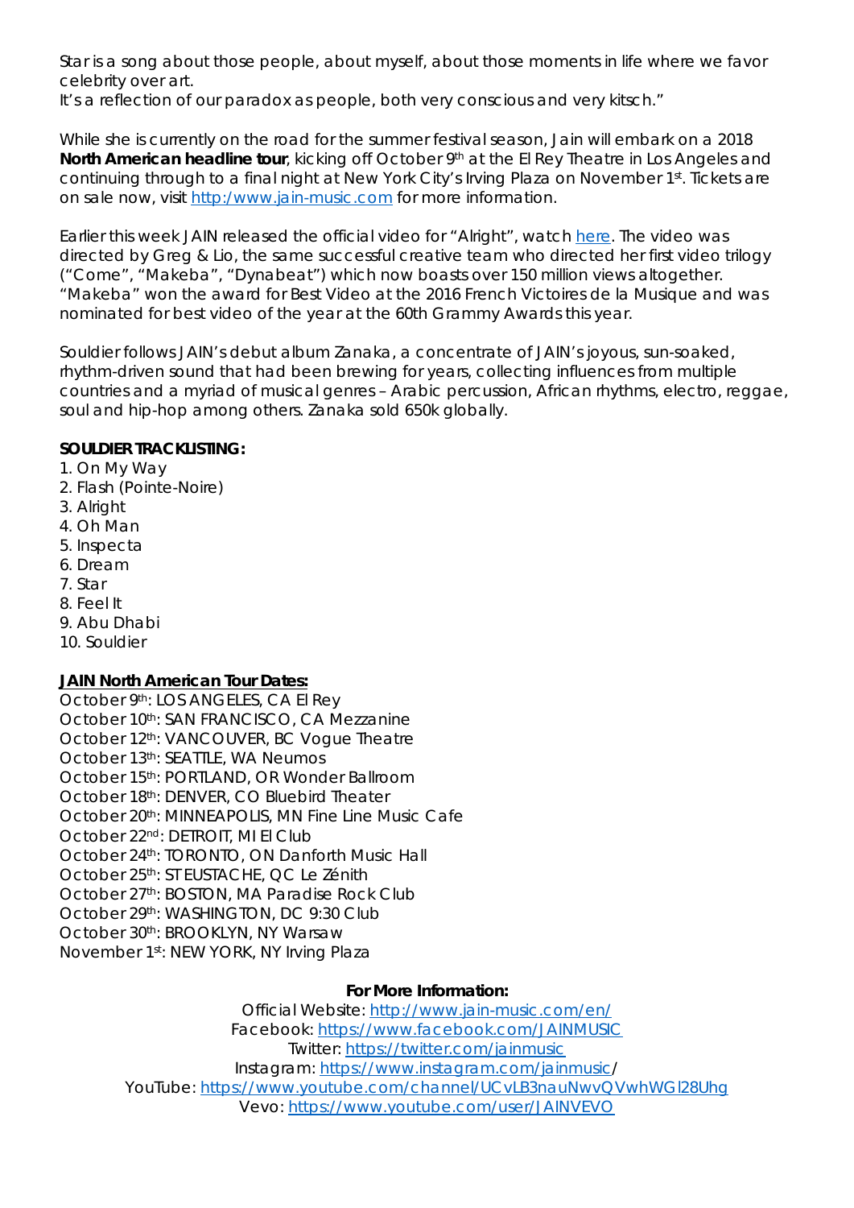Star is a song about those people, about myself, about those moments in life where we favor celebrity over art.
It's a reflection of our paradox as people, both very conscious and very kitsch."

While she is currently on the road for the summer festival season, Jain will embark on a 2018 **North American headline tour**, kicking off October 9th at the El Rey Theatre in Los Angeles and continuing through to a final night at New York City's Irving Plaza on November 1st. Tickets are on sale now, visit [http:/www.jain-music.com](http:/www.jain-music.com) for more information.

Earlier this week JAIN released the official video for "Alright", watch [here](). The video was directed by Greg & Lio, the same successful creative team who directed her first video trilogy ("Come", "Makeba", "Dynabeat") which now boasts over 150 million views altogether. "Makeba" won the award for Best Video at the 2016 French Victoires de la Musique and was nominated for best video of the year at the 60th Grammy Awards this year.

Souldier follows JAIN's debut album Zanaka, a concentrate of JAIN's joyous, sun-soaked, rhythm-driven sound that had been brewing for years, collecting influences from multiple countries and a myriad of musical genres – Arabic percussion, African rhythms, electro, reggae, soul and hip-hop among others. Zanaka sold 650k globally.

**SOULDIER TRACKLISTING:**

1. On My Way
2. Flash (Pointe-Noire)
3. Alright
4. Oh Man
5. Inspecta
6. Dream
7. Star
8. Feel It
9. Abu Dhabi
10. Souldier

**JAIN North American Tour Dates:**

October 9th: LOS ANGELES, CA El Rey
October 10th: SAN FRANCISCO, CA Mezzanine
October 12th: VANCOUVER, BC Vogue Theatre
October 13th: SEATTLE, WA Neumos
October 15th: PORTLAND, OR Wonder Ballroom
October 18th: DENVER, CO Bluebird Theater
October 20th: MINNEAPOLIS, MN Fine Line Music Cafe
October 22nd: DETROIT, MI El Club
October 24th: TORONTO, ON Danforth Music Hall
October 25th: ST EUSTACHE, QC Le Zénith
October 27th: BOSTON, MA Paradise Rock Club
October 29th: WASHINGTON, DC 9:30 Club
October 30th: BROOKLYN, NY Warsaw
November 1st: NEW YORK, NY Irving Plaza

**For More Information:**

Official Website: [http://www.jain-music.com/en/](http://www.jain-music.com/en/)
Facebook: [https://www.facebook.com/JAINMUSIC](https://www.facebook.com/JAINMUSIC)
Twitter: [https://twitter.com/jainmusic](https://twitter.com/jainmusic)
Instagram: [https://www.instagram.com/jainmusic](https://www.instagram.com/jainmusic)/
YouTube: [https://www.youtube.com/channel/UCvLB3nauNwvQVwhWGl28Uhg](https://www.youtube.com/channel/UCvLB3nauNwvQVwhWGl28Uhg)
Vevo: [https://www.youtube.com/user/JAINVEVO](https://www.youtube.com/user/JAINVEVO)